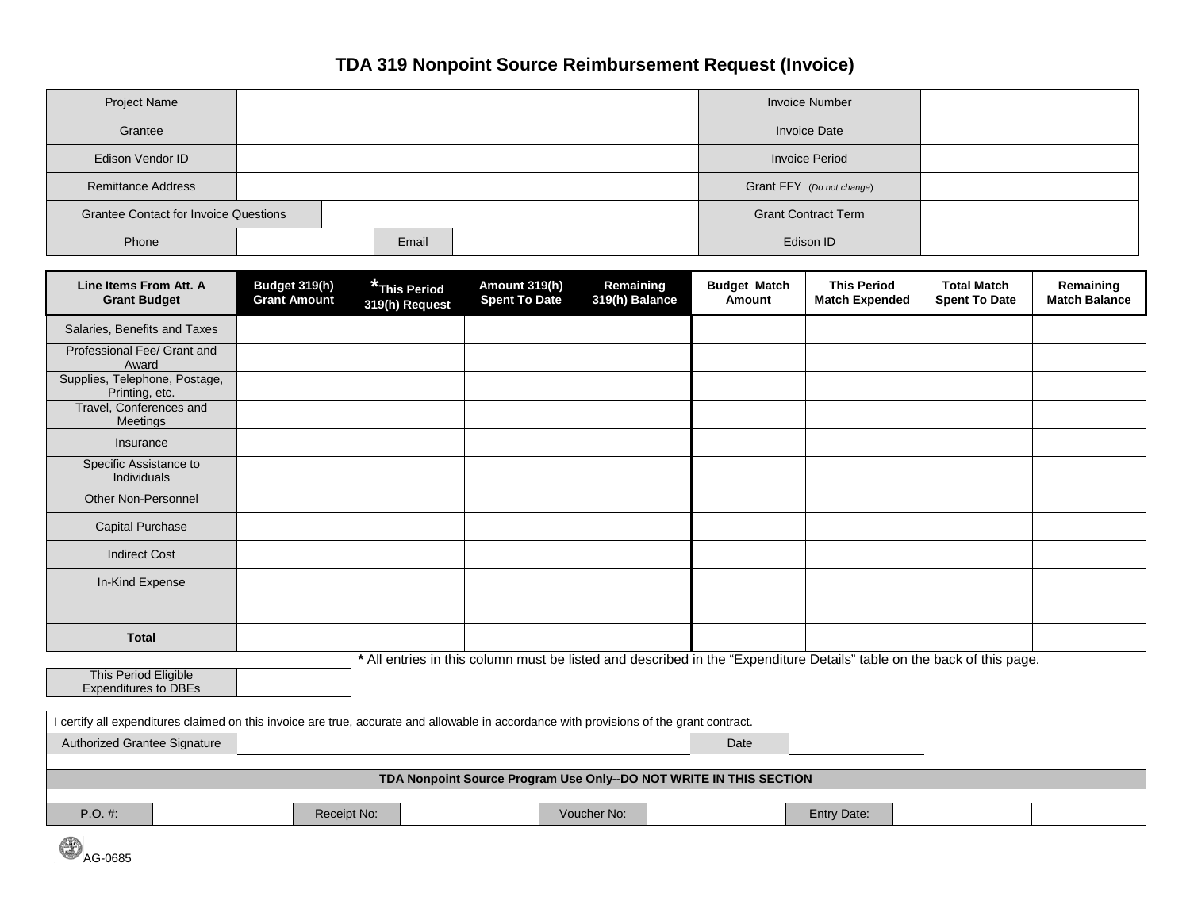# TDA 319 Nonpoint Source Reimbursement Request (Invoice)

| | | | |
|---|---|---|---|
| Project Name | | Invoice Number | |
| Grantee | | Invoice Date | |
| Edison Vendor ID | | Invoice Period | |
| Remittance Address | | Grant FFY (*Do not change*) | |
| Grantee Contact for Invoice Questions | | Grant Contract Term | |
| Phone | Email | Edison ID | |

| Line Items From Att. A Grant Budget | Budget 319(h) Grant Amount | *This Period 319(h) Request | Amount 319(h) Spent To Date | Remaining 319(h) Balance | Budget Match Amount | This Period Match Expended | Total Match Spent To Date | Remaining Match Balance |
|---|---|---|---|---|---|---|---|---|
| Salaries, Benefits and Taxes | | | | | | | | |
| Professional Fee/ Grant and Award | | | | | | | | |
| Supplies, Telephone, Postage, Printing, etc. | | | | | | | | |
| Travel, Conferences and Meetings | | | | | | | | |
| Insurance | | | | | | | | |
| Specific Assistance to Individuals | | | | | | | | |
| Other Non-Personnel | | | | | | | | |
| Capital Purchase | | | | | | | | |
| Indirect Cost | | | | | | | | |
| In-Kind Expense | | | | | | | | |
| | | | | | | | | |
| **Total** | | | | | | | | |

* All entries in this column must be listed and described in the "Expenditure Details" table on the back of this page.

| | |
|---|---|
| This Period Eligible Expenditures to DBEs | |

I certify all expenditures claimed on this invoice are true, accurate and allowable in accordance with provisions of the grant contract.

| | | | |
|---|---|---|---|
| Authorized Grantee Signature | | Date | |

**TDA Nonpoint Source Program Use Only--DO NOT WRITE IN THIS SECTION**

| | | | | | | | |
|---|---|---|---|---|---|---|---|
| P.O. #: | | Receipt No: | | Voucher No: | | Entry Date: | |

AG-0685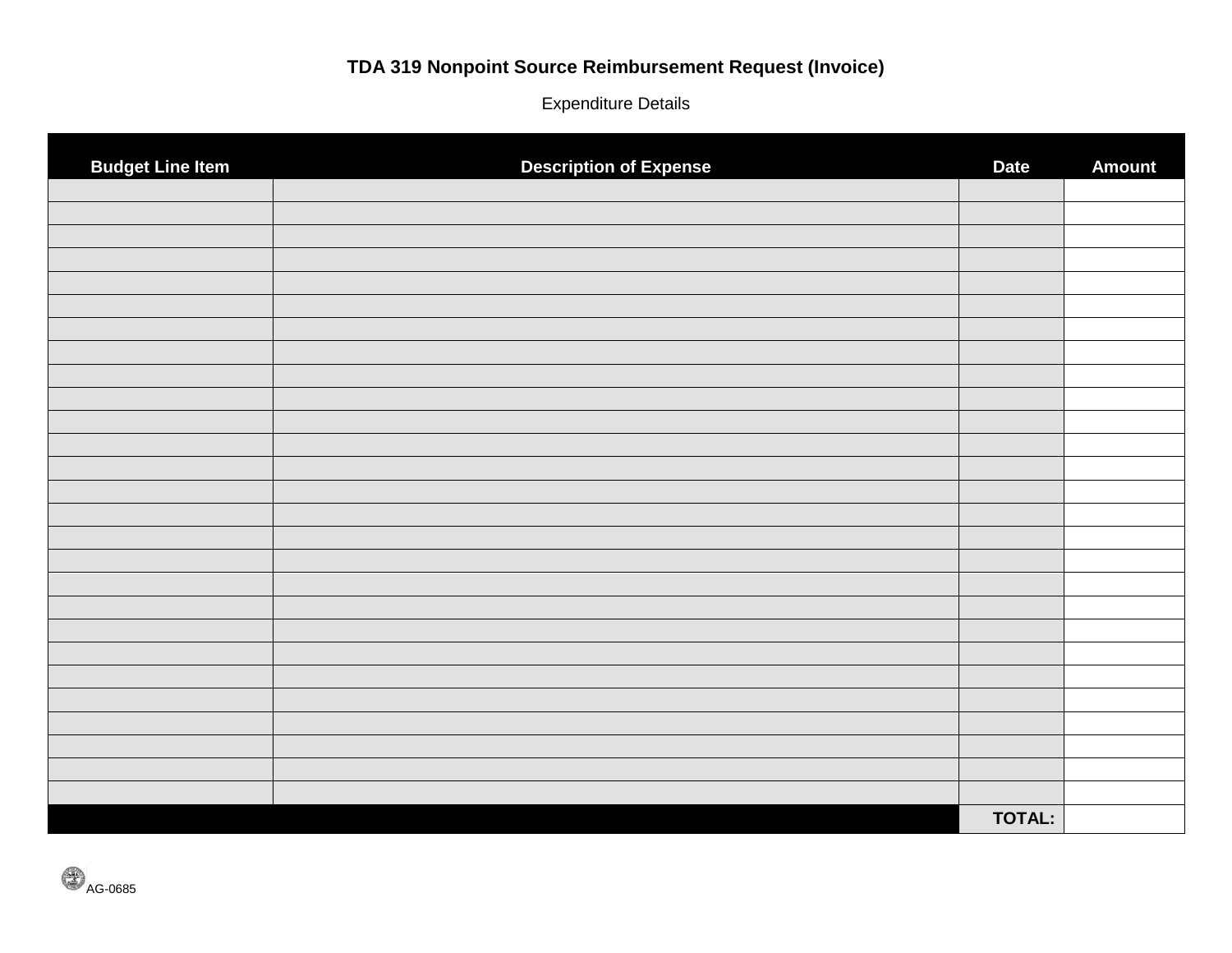**TDA 319 Nonpoint Source Reimbursement Request (Invoice)**

Expenditure Details

| Budget Line Item | Description of Expense | Date | Amount |
|---|---|---|---|
| | | | |
| | | | |
| | | | |
| | | | |
| | | | |
| | | | |
| | | | |
| | | | |
| | | | |
| | | | |
| | | | |
| | | | |
| | | | |
| | | | |
| | | | |
| | | | |
| | | | |
| | | | |
| | | | |
| | | | |
| | | | |
| | | | |
| | | | |
| | | | |
| | | | |
| | | | |
| | | | |
| | | TOTAL: | |

AG-0685